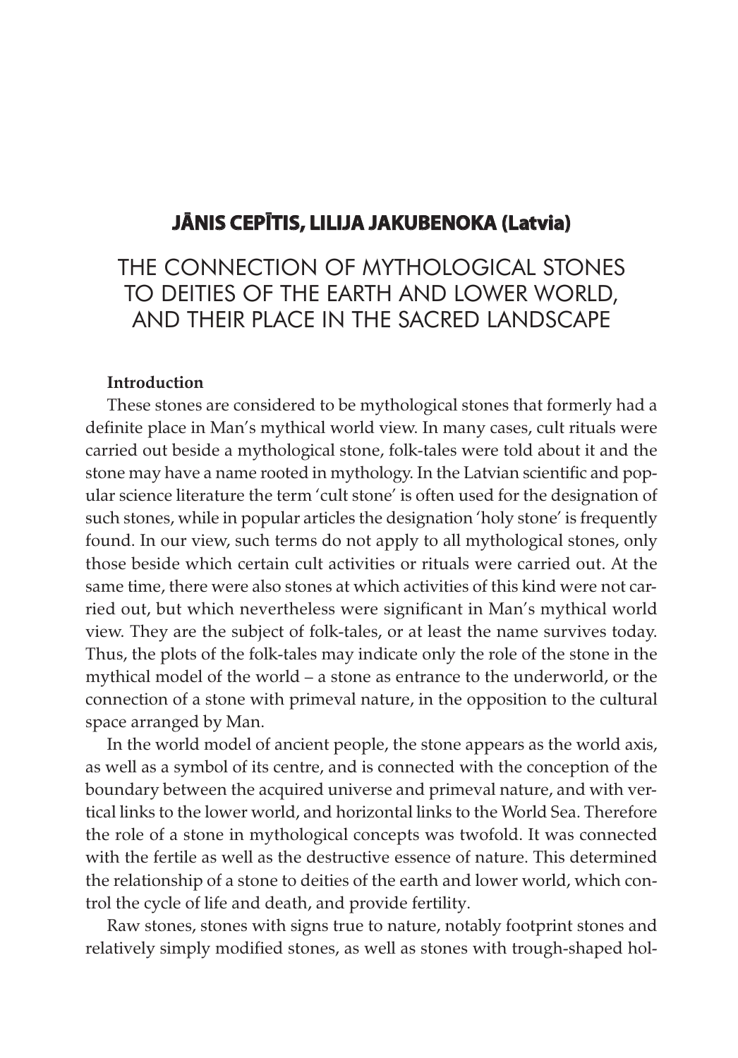**JĀNIS CEPĪTIS, LILIJA JAKUBENOKA (Latvia)**

# THE CONNECTION OF MYTHOLOGICAL STONES TO DEITIES OF THE EARTH AND LOWER WORLD, AND THEIR PLACE IN THE SACRED LANDSCAPE

## Introduction

These stones are considered to be mythological stones that formerly had a definite place in Man's mythical world view. In many cases, cult rituals were carried out beside a mythological stone, folk-tales were told about it and the stone may have a name rooted in mythology. In the Latvian scientific and popular science literature the term 'cult stone' is often used for the designation of such stones, while in popular articles the designation 'holy stone' is frequently found. In our view, such terms do not apply to all mythological stones, only those beside which certain cult activities or rituals were carried out. At the same time, there were also stones at which activities of this kind were not carried out, but which nevertheless were significant in Man's mythical world view. They are the subject of folk-tales, or at least the name survives today. Thus, the plots of the folk-tales may indicate only the role of the stone in the mythical model of the world – a stone as entrance to the underworld, or the connection of a stone with primeval nature, in the opposition to the cultural space arranged by Man.

In the world model of ancient people, the stone appears as the world axis, as well as a symbol of its centre, and is connected with the conception of the boundary between the acquired universe and primeval nature, and with vertical links to the lower world, and horizontal links to the World Sea. Therefore the role of a stone in mythological concepts was twofold. It was connected with the fertile as well as the destructive essence of nature. This determined the relationship of a stone to deities of the earth and lower world, which control the cycle of life and death, and provide fertility.

Raw stones, stones with signs true to nature, notably footprint stones and relatively simply modified stones, as well as stones with trough-shaped hol-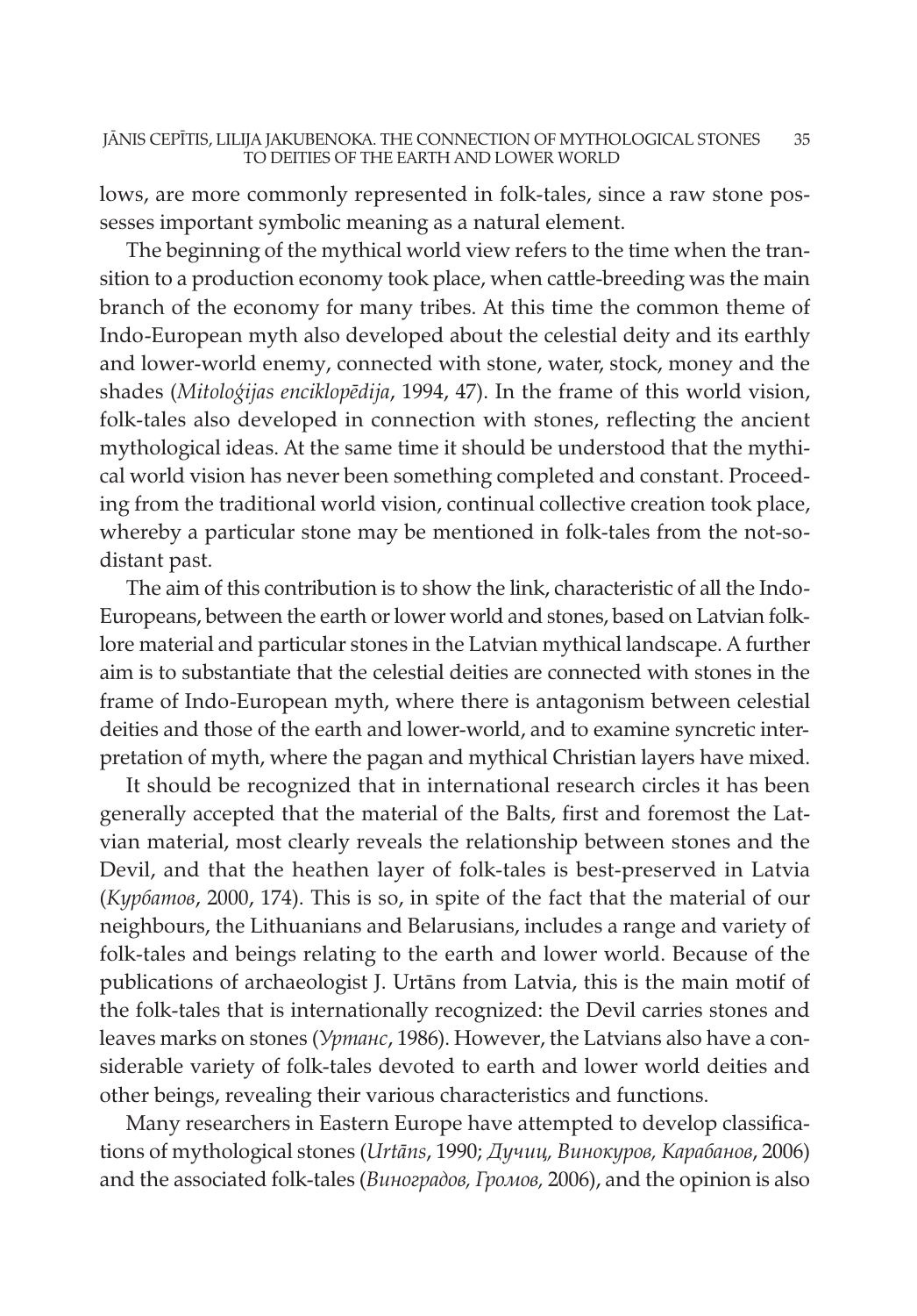lows, are more commonly represented in folk-tales, since a raw stone possesses important symbolic meaning as a natural element.

The beginning of the mythical world view refers to the time when the transition to a production economy took place, when cattle-breeding was the main branch of the economy for many tribes. At this time the common theme of Indo-European myth also developed about the celestial deity and its earthly and lower-world enemy, connected with stone, water, stock, money and the shades (*Mitoloģijas enciklopēdija*, 1994, 47). In the frame of this world vision, folk-tales also developed in connection with stones, reflecting the ancient mythological ideas. At the same time it should be understood that the mythical world vision has never been something completed and constant. Proceeding from the traditional world vision, continual collective creation took place, whereby a particular stone may be mentioned in folk-tales from the not-so-distant past.

The aim of this contribution is to show the link, characteristic of all the Indo-Europeans, between the earth or lower world and stones, based on Latvian folklore material and particular stones in the Latvian mythical landscape. A further aim is to substantiate that the celestial deities are connected with stones in the frame of Indo-European myth, where there is antagonism between celestial deities and those of the earth and lower-world, and to examine syncretic interpretation of myth, where the pagan and mythical Christian layers have mixed.

It should be recognized that in international research circles it has been generally accepted that the material of the Balts, first and foremost the Latvian material, most clearly reveals the relationship between stones and the Devil, and that the heathen layer of folk-tales is best-preserved in Latvia (*Курбатов*, 2000, 174). This is so, in spite of the fact that the material of our neighbours, the Lithuanians and Belarusians, includes a range and variety of folk-tales and beings relating to the earth and lower world. Because of the publications of archaeologist J. Urtāns from Latvia, this is the main motif of the folk-tales that is internationally recognized: the Devil carries stones and leaves marks on stones (*Уртанс*, 1986). However, the Latvians also have a considerable variety of folk-tales devoted to earth and lower world deities and other beings, revealing their various characteristics and functions.

Many researchers in Eastern Europe have attempted to develop classifications of mythological stones (*Urtāns*, 1990; *Дучиц, Винокуров, Карабанов*, 2006) and the associated folk-tales (*Виноградов, Громов,* 2006), and the opinion is also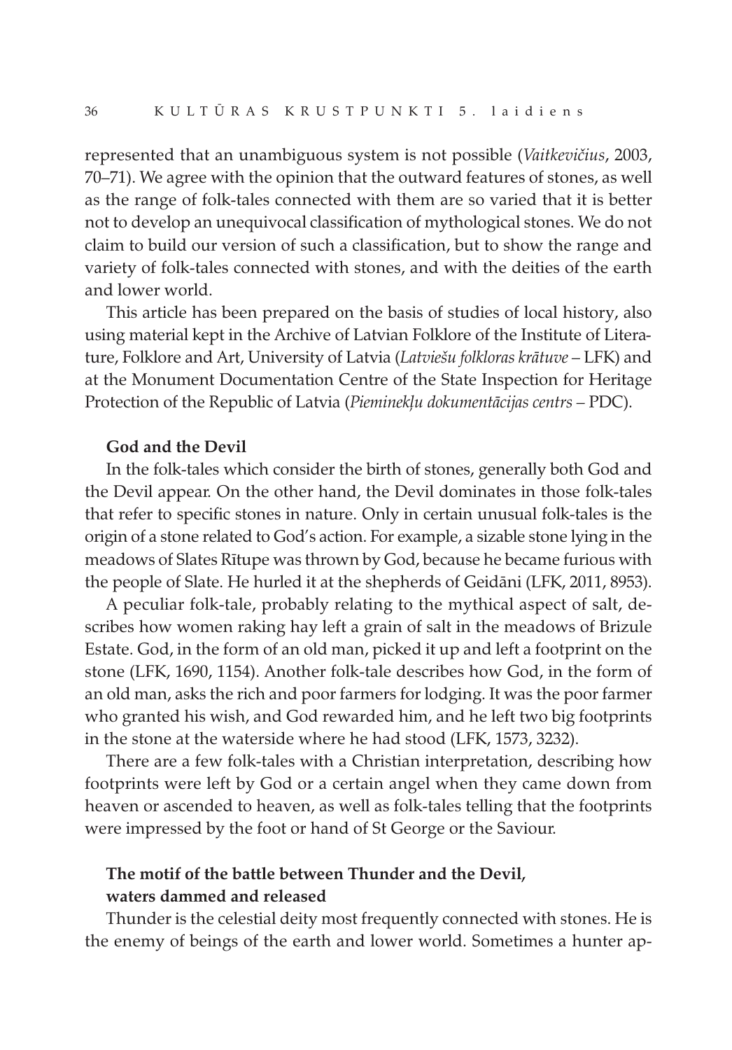represented that an unambiguous system is not possible (*Vaitkevičius*, 2003, 70–71). We agree with the opinion that the outward features of stones, as well as the range of folk-tales connected with them are so varied that it is better not to develop an unequivocal classification of mythological stones. We do not claim to build our version of such a classification, but to show the range and variety of folk-tales connected with stones, and with the deities of the earth and lower world.

This article has been prepared on the basis of studies of local history, also using material kept in the Archive of Latvian Folklore of the Institute of Literature, Folklore and Art, University of Latvia (*Latviešu folkloras krātuve* – LFK) and at the Monument Documentation Centre of the State Inspection for Heritage Protection of the Republic of Latvia (*Pieminekļu dokumentācijas centrs* – PDC).

**God and the Devil**

In the folk-tales which consider the birth of stones, generally both God and the Devil appear. On the other hand, the Devil dominates in those folk-tales that refer to specific stones in nature. Only in certain unusual folk-tales is the origin of a stone related to God's action. For example, a sizable stone lying in the meadows of Slates Rītupe was thrown by God, because he became furious with the people of Slate. He hurled it at the shepherds of Geidāni (LFK, 2011, 8953).

A peculiar folk-tale, probably relating to the mythical aspect of salt, describes how women raking hay left a grain of salt in the meadows of Brizule Estate. God, in the form of an old man, picked it up and left a footprint on the stone (LFK, 1690, 1154). Another folk-tale describes how God, in the form of an old man, asks the rich and poor farmers for lodging. It was the poor farmer who granted his wish, and God rewarded him, and he left two big footprints in the stone at the waterside where he had stood (LFK, 1573, 3232).

There are a few folk-tales with a Christian interpretation, describing how footprints were left by God or a certain angel when they came down from heaven or ascended to heaven, as well as folk-tales telling that the footprints were impressed by the foot or hand of St George or the Saviour.

**The motif of the battle between Thunder and the Devil, waters dammed and released**

Thunder is the celestial deity most frequently connected with stones. He is the enemy of beings of the earth and lower world. Sometimes a hunter ap-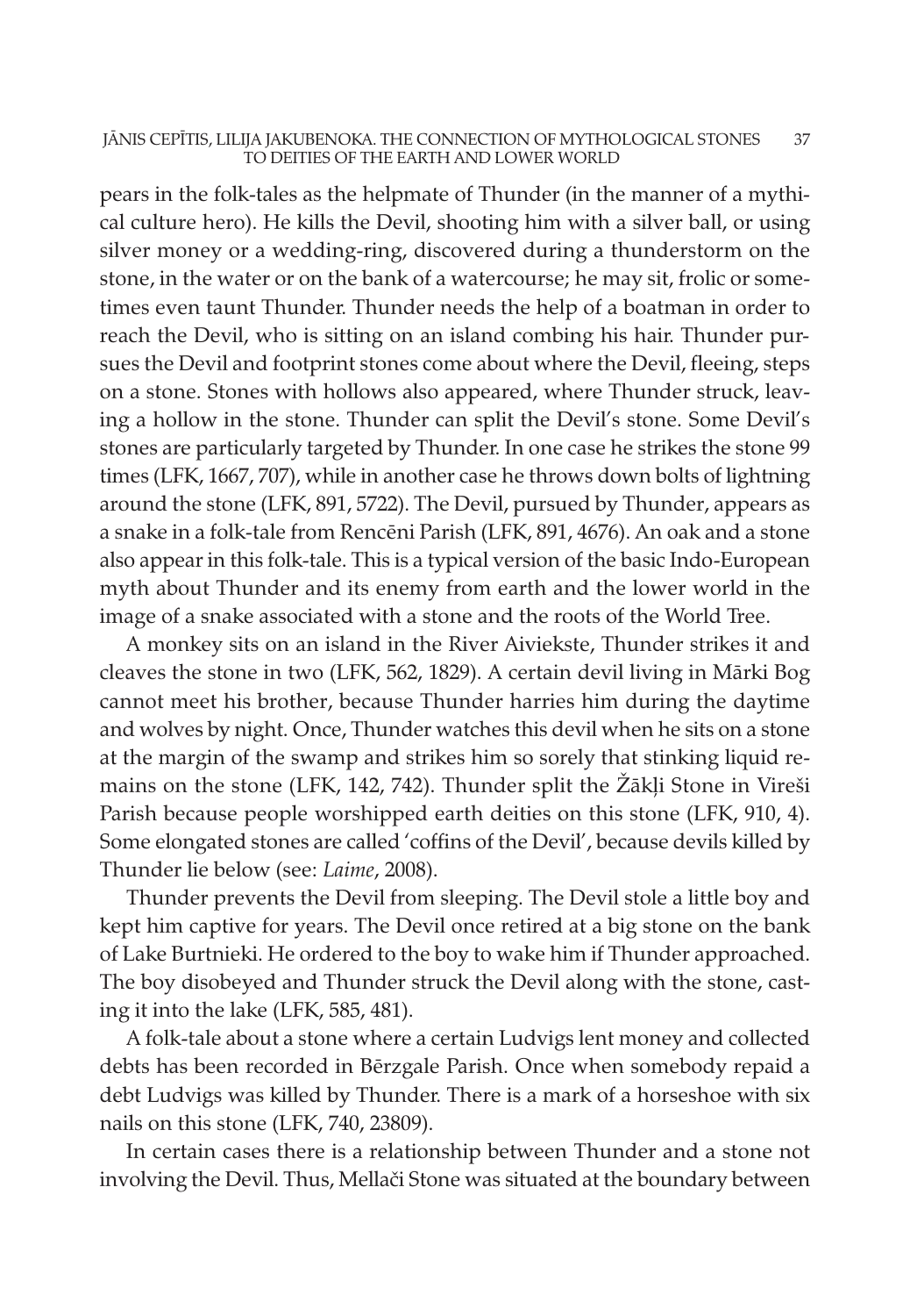pears in the folk-tales as the helpmate of Thunder (in the manner of a mythical culture hero). He kills the Devil, shooting him with a silver ball, or using silver money or a wedding-ring, discovered during a thunderstorm on the stone, in the water or on the bank of a watercourse; he may sit, frolic or sometimes even taunt Thunder. Thunder needs the help of a boatman in order to reach the Devil, who is sitting on an island combing his hair. Thunder pursues the Devil and footprint stones come about where the Devil, fleeing, steps on a stone. Stones with hollows also appeared, where Thunder struck, leaving a hollow in the stone. Thunder can split the Devil's stone. Some Devil's stones are particularly targeted by Thunder. In one case he strikes the stone 99 times (LFK, 1667, 707), while in another case he throws down bolts of lightning around the stone (LFK, 891, 5722). The Devil, pursued by Thunder, appears as a snake in a folk-tale from Rencēni Parish (LFK, 891, 4676). An oak and a stone also appear in this folk-tale. This is a typical version of the basic Indo-European myth about Thunder and its enemy from earth and the lower world in the image of a snake associated with a stone and the roots of the World Tree.

A monkey sits on an island in the River Aiviekste, Thunder strikes it and cleaves the stone in two (LFK, 562, 1829). A certain devil living in Mārki Bog cannot meet his brother, because Thunder harries him during the daytime and wolves by night. Once, Thunder watches this devil when he sits on a stone at the margin of the swamp and strikes him so sorely that stinking liquid remains on the stone (LFK, 142, 742). Thunder split the Žākļi Stone in Vireši Parish because people worshipped earth deities on this stone (LFK, 910, 4). Some elongated stones are called 'coffins of the Devil', because devils killed by Thunder lie below (see: *Laime*, 2008).

Thunder prevents the Devil from sleeping. The Devil stole a little boy and kept him captive for years. The Devil once retired at a big stone on the bank of Lake Burtnieki. He ordered to the boy to wake him if Thunder approached. The boy disobeyed and Thunder struck the Devil along with the stone, casting it into the lake (LFK, 585, 481).

A folk-tale about a stone where a certain Ludvigs lent money and collected debts has been recorded in Bērzgale Parish. Once when somebody repaid a debt Ludvigs was killed by Thunder. There is a mark of a horseshoe with six nails on this stone (LFK, 740, 23809).

In certain cases there is a relationship between Thunder and a stone not involving the Devil. Thus, Mellači Stone was situated at the boundary between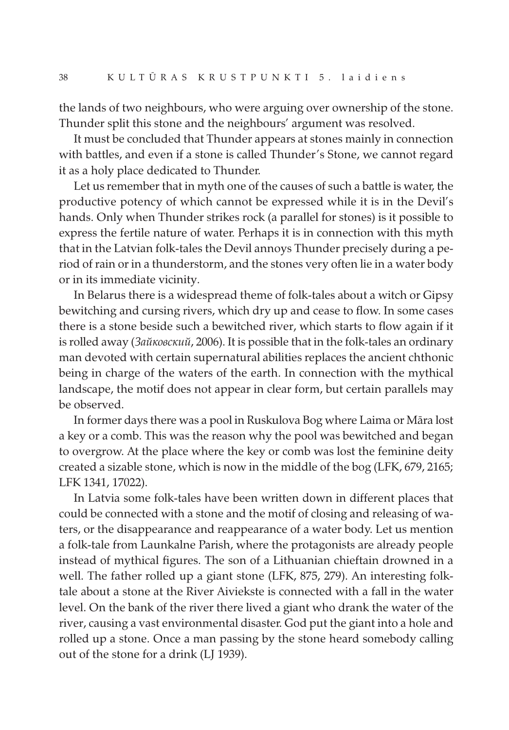the lands of two neighbours, who were arguing over ownership of the stone. Thunder split this stone and the neighbours' argument was resolved.

It must be concluded that Thunder appears at stones mainly in connection with battles, and even if a stone is called Thunder's Stone, we cannot regard it as a holy place dedicated to Thunder.

Let us remember that in myth one of the causes of such a battle is water, the productive potency of which cannot be expressed while it is in the Devil's hands. Only when Thunder strikes rock (a parallel for stones) is it possible to express the fertile nature of water. Perhaps it is in connection with this myth that in the Latvian folk-tales the Devil annoys Thunder precisely during a period of rain or in a thunderstorm, and the stones very often lie in a water body or in its immediate vicinity.

In Belarus there is a widespread theme of folk-tales about a witch or Gipsy bewitching and cursing rivers, which dry up and cease to flow. In some cases there is a stone beside such a bewitched river, which starts to flow again if it is rolled away (*Зайковский*, 2006). It is possible that in the folk-tales an ordinary man devoted with certain supernatural abilities replaces the ancient chthonic being in charge of the waters of the earth. In connection with the mythical landscape, the motif does not appear in clear form, but certain parallels may be observed.

In former days there was a pool in Ruskulova Bog where Laima or Māra lost a key or a comb. This was the reason why the pool was bewitched and began to overgrow. At the place where the key or comb was lost the feminine deity created a sizable stone, which is now in the middle of the bog (LFK, 679, 2165; LFK 1341, 17022).

In Latvia some folk-tales have been written down in different places that could be connected with a stone and the motif of closing and releasing of waters, or the disappearance and reappearance of a water body. Let us mention a folk-tale from Launkalne Parish, where the protagonists are already people instead of mythical figures. The son of a Lithuanian chieftain drowned in a well. The father rolled up a giant stone (LFK, 875, 279). An interesting folk-tale about a stone at the River Aiviekste is connected with a fall in the water level. On the bank of the river there lived a giant who drank the water of the river, causing a vast environmental disaster. God put the giant into a hole and rolled up a stone. Once a man passing by the stone heard somebody calling out of the stone for a drink (LJ 1939).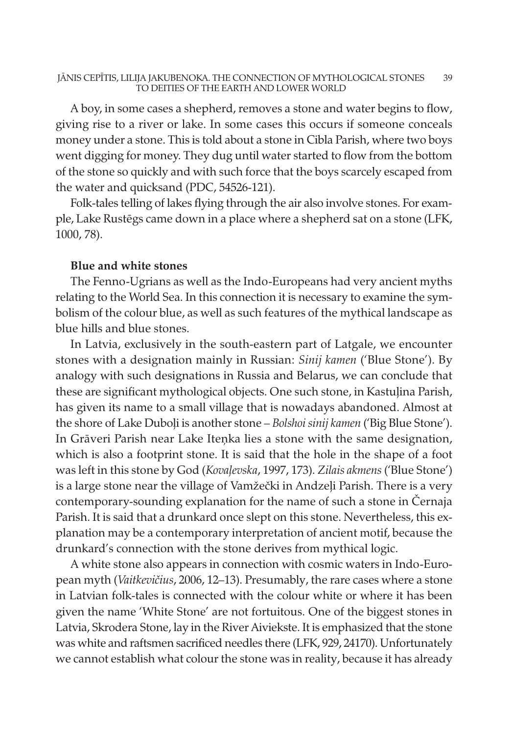A boy, in some cases a shepherd, removes a stone and water begins to flow, giving rise to a river or lake. In some cases this occurs if someone conceals money under a stone. This is told about a stone in Cibla Parish, where two boys went digging for money. They dug until water started to flow from the bottom of the stone so quickly and with such force that the boys scarcely escaped from the water and quicksand (PDC, 54526-121).

Folk-tales telling of lakes flying through the air also involve stones. For example, Lake Rustēgs came down in a place where a shepherd sat on a stone (LFK, 1000, 78).

**Blue and white stones**

The Fenno-Ugrians as well as the Indo-Europeans had very ancient myths relating to the World Sea. In this connection it is necessary to examine the symbolism of the colour blue, as well as such features of the mythical landscape as blue hills and blue stones.

In Latvia, exclusively in the south-eastern part of Latgale, we encounter stones with a designation mainly in Russian: *Sinij kamen* ('Blue Stone'). By analogy with such designations in Russia and Belarus, we can conclude that these are significant mythological objects. One such stone, in Kastuļina Parish, has given its name to a small village that is nowadays abandoned. Almost at the shore of Lake Duboļi is another stone – *Bolshoi sinij kamen* ('Big Blue Stone'). In Grāveri Parish near Lake Iteņka lies a stone with the same designation, which is also a footprint stone. It is said that the hole in the shape of a foot was left in this stone by God (*Kovaļevska*, 1997, 173). *Zilais akmens* ('Blue Stone') is a large stone near the village of Vamžečki in Andzeļi Parish. There is a very contemporary-sounding explanation for the name of such a stone in Černaja Parish. It is said that a drunkard once slept on this stone. Nevertheless, this explanation may be a contemporary interpretation of ancient motif, because the drunkard's connection with the stone derives from mythical logic.

A white stone also appears in connection with cosmic waters in Indo-European myth (*Vaitkevičius*, 2006, 12–13). Presumably, the rare cases where a stone in Latvian folk-tales is connected with the colour white or where it has been given the name 'White Stone' are not fortuitous. One of the biggest stones in Latvia, Skrodera Stone, lay in the River Aiviekste. It is emphasized that the stone was white and raftsmen sacrificed needles there (LFK, 929, 24170). Unfortunately we cannot establish what colour the stone was in reality, because it has already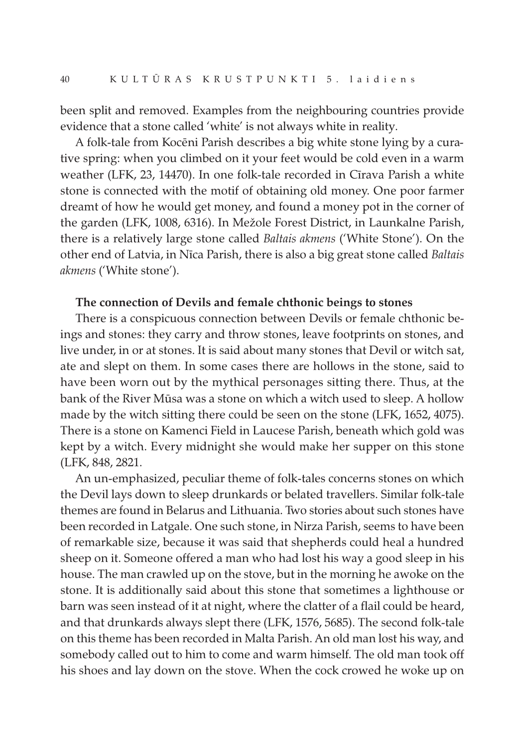been split and removed. Examples from the neighbouring countries provide evidence that a stone called 'white' is not always white in reality.

A folk-tale from Kocēni Parish describes a big white stone lying by a curative spring: when you climbed on it your feet would be cold even in a warm weather (LFK, 23, 14470). In one folk-tale recorded in Cīrava Parish a white stone is connected with the motif of obtaining old money. One poor farmer dreamt of how he would get money, and found a money pot in the corner of the garden (LFK, 1008, 6316). In Mežole Forest District, in Launkalne Parish, there is a relatively large stone called *Baltais akmens* ('White Stone'). On the other end of Latvia, in Nīca Parish, there is also a big great stone called *Baltais akmens* ('White stone').

**The connection of Devils and female chthonic beings to stones**

There is a conspicuous connection between Devils or female chthonic beings and stones: they carry and throw stones, leave footprints on stones, and live under, in or at stones. It is said about many stones that Devil or witch sat, ate and slept on them. In some cases there are hollows in the stone, said to have been worn out by the mythical personages sitting there. Thus, at the bank of the River Mūsa was a stone on which a witch used to sleep. A hollow made by the witch sitting there could be seen on the stone (LFK, 1652, 4075). There is a stone on Kamenci Field in Laucese Parish, beneath which gold was kept by a witch. Every midnight she would make her supper on this stone (LFK, 848, 2821.

An un-emphasized, peculiar theme of folk-tales concerns stones on which the Devil lays down to sleep drunkards or belated travellers. Similar folk-tale themes are found in Belarus and Lithuania. Two stories about such stones have been recorded in Latgale. One such stone, in Nirza Parish, seems to have been of remarkable size, because it was said that shepherds could heal a hundred sheep on it. Someone offered a man who had lost his way a good sleep in his house. The man crawled up on the stove, but in the morning he awoke on the stone. It is additionally said about this stone that sometimes a lighthouse or barn was seen instead of it at night, where the clatter of a flail could be heard, and that drunkards always slept there (LFK, 1576, 5685). The second folk-tale on this theme has been recorded in Malta Parish. An old man lost his way, and somebody called out to him to come and warm himself. The old man took off his shoes and lay down on the stove. When the cock crowed he woke up on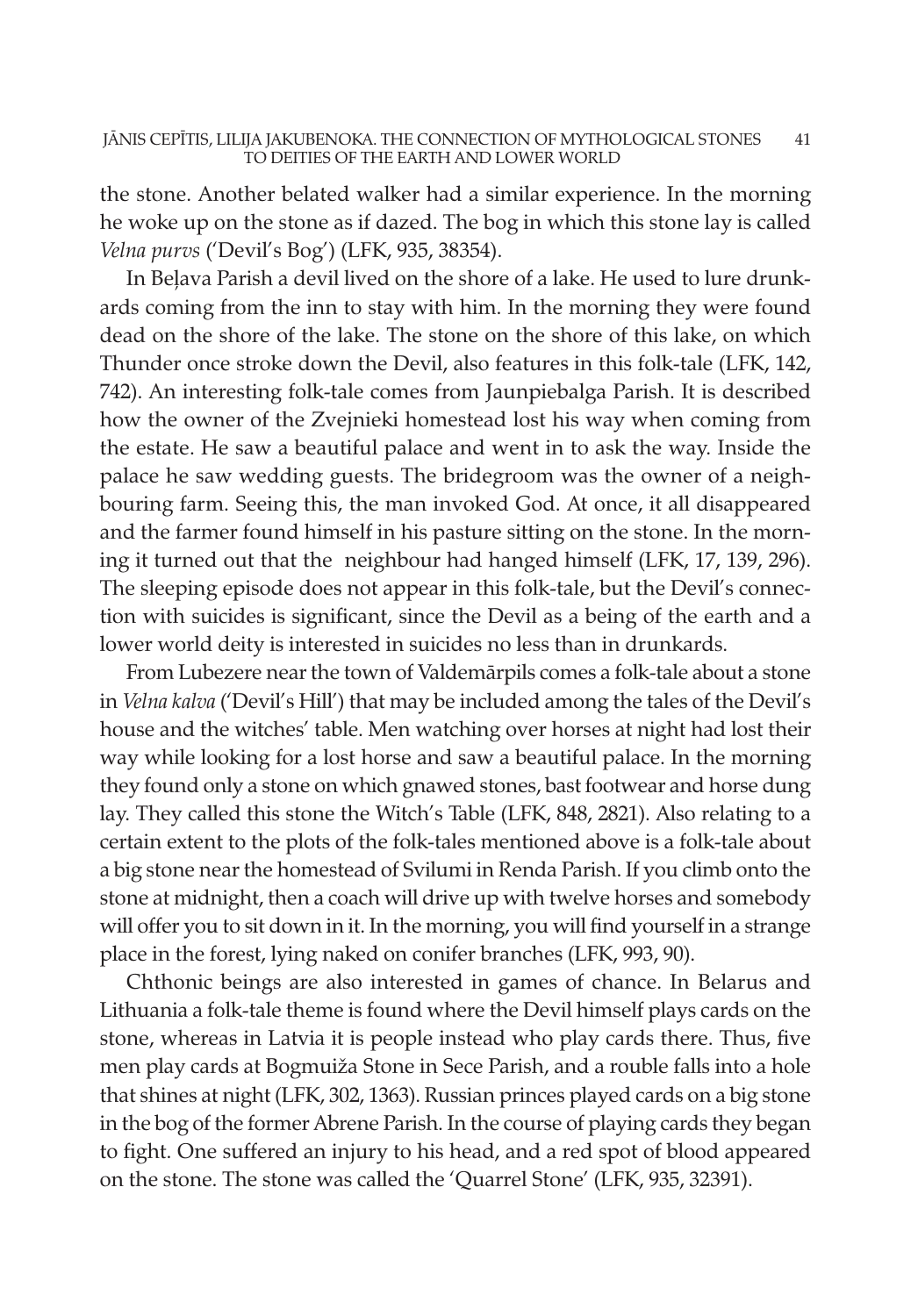the stone. Another belated walker had a similar experience. In the morning he woke up on the stone as if dazed. The bog in which this stone lay is called *Velna purvs* ('Devil's Bog') (LFK, 935, 38354).

In Beļava Parish a devil lived on the shore of a lake. He used to lure drunkards coming from the inn to stay with him. In the morning they were found dead on the shore of the lake. The stone on the shore of this lake, on which Thunder once stroke down the Devil, also features in this folk-tale (LFK, 142, 742). An interesting folk-tale comes from Jaunpiebalga Parish. It is described how the owner of the Zvejnieki homestead lost his way when coming from the estate. He saw a beautiful palace and went in to ask the way. Inside the palace he saw wedding guests. The bridegroom was the owner of a neighbouring farm. Seeing this, the man invoked God. At once, it all disappeared and the farmer found himself in his pasture sitting on the stone. In the morning it turned out that the neighbour had hanged himself (LFK, 17, 139, 296). The sleeping episode does not appear in this folk-tale, but the Devil's connection with suicides is significant, since the Devil as a being of the earth and a lower world deity is interested in suicides no less than in drunkards.

From Lubezere near the town of Valdemārpils comes a folk-tale about a stone in *Velna kalva* ('Devil's Hill') that may be included among the tales of the Devil's house and the witches' table. Men watching over horses at night had lost their way while looking for a lost horse and saw a beautiful palace. In the morning they found only a stone on which gnawed stones, bast footwear and horse dung lay. They called this stone the Witch's Table (LFK, 848, 2821). Also relating to a certain extent to the plots of the folk-tales mentioned above is a folk-tale about a big stone near the homestead of Svilumi in Renda Parish. If you climb onto the stone at midnight, then a coach will drive up with twelve horses and somebody will offer you to sit down in it. In the morning, you will find yourself in a strange place in the forest, lying naked on conifer branches (LFK, 993, 90).

Chthonic beings are also interested in games of chance. In Belarus and Lithuania a folk-tale theme is found where the Devil himself plays cards on the stone, whereas in Latvia it is people instead who play cards there. Thus, five men play cards at Bogmuiža Stone in Sece Parish, and a rouble falls into a hole that shines at night (LFK, 302, 1363). Russian princes played cards on a big stone in the bog of the former Abrene Parish. In the course of playing cards they began to fight. One suffered an injury to his head, and a red spot of blood appeared on the stone. The stone was called the 'Quarrel Stone' (LFK, 935, 32391).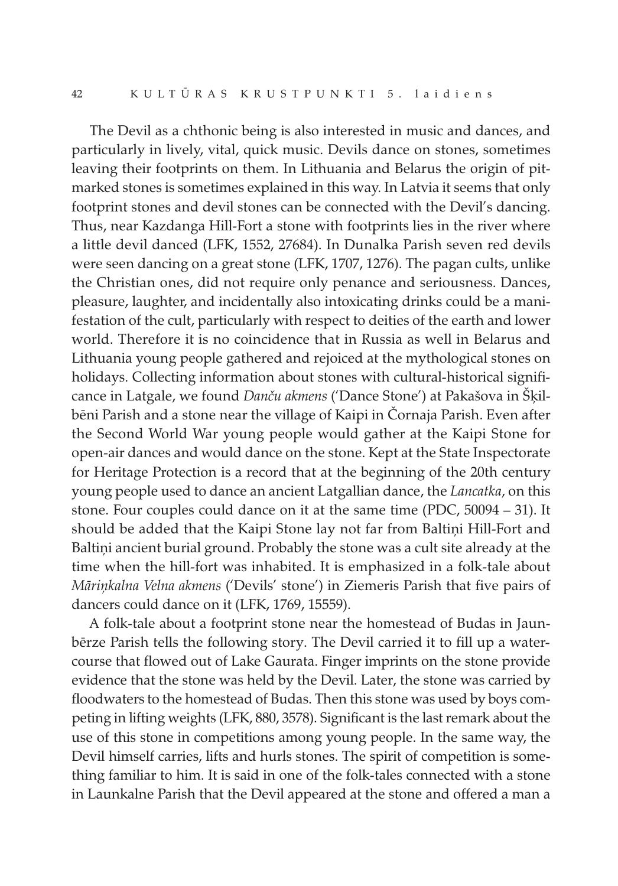The Devil as a chthonic being is also interested in music and dances, and particularly in lively, vital, quick music. Devils dance on stones, sometimes leaving their footprints on them. In Lithuania and Belarus the origin of pit-marked stones is sometimes explained in this way. In Latvia it seems that only footprint stones and devil stones can be connected with the Devil's dancing. Thus, near Kazdanga Hill-Fort a stone with footprints lies in the river where a little devil danced (LFK, 1552, 27684). In Dunalka Parish seven red devils were seen dancing on a great stone (LFK, 1707, 1276). The pagan cults, unlike the Christian ones, did not require only penance and seriousness. Dances, pleasure, laughter, and incidentally also intoxicating drinks could be a manifestation of the cult, particularly with respect to deities of the earth and lower world. Therefore it is no coincidence that in Russia as well in Belarus and Lithuania young people gathered and rejoiced at the mythological stones on holidays. Collecting information about stones with cultural-historical significance in Latgale, we found *Danču akmens* ('Dance Stone') at Pakašova in Šķilbēni Parish and a stone near the village of Kaipi in Čornaja Parish. Even after the Second World War young people would gather at the Kaipi Stone for open-air dances and would dance on the stone. Kept at the State Inspectorate for Heritage Protection is a record that at the beginning of the 20th century young people used to dance an ancient Latgallian dance, the *Lancatka*, on this stone. Four couples could dance on it at the same time (PDC, 50094 – 31). It should be added that the Kaipi Stone lay not far from Baltiņi Hill-Fort and Baltiņi ancient burial ground. Probably the stone was a cult site already at the time when the hill-fort was inhabited. It is emphasized in a folk-tale about *Māriņkalna Velna akmens* ('Devils' stone') in Ziemeris Parish that five pairs of dancers could dance on it (LFK, 1769, 15559).

A folk-tale about a footprint stone near the homestead of Budas in Jaunbērze Parish tells the following story. The Devil carried it to fill up a watercourse that flowed out of Lake Gaurata. Finger imprints on the stone provide evidence that the stone was held by the Devil. Later, the stone was carried by floodwaters to the homestead of Budas. Then this stone was used by boys competing in lifting weights (LFK, 880, 3578). Significant is the last remark about the use of this stone in competitions among young people. In the same way, the Devil himself carries, lifts and hurls stones. The spirit of competition is something familiar to him. It is said in one of the folk-tales connected with a stone in Launkalne Parish that the Devil appeared at the stone and offered a man a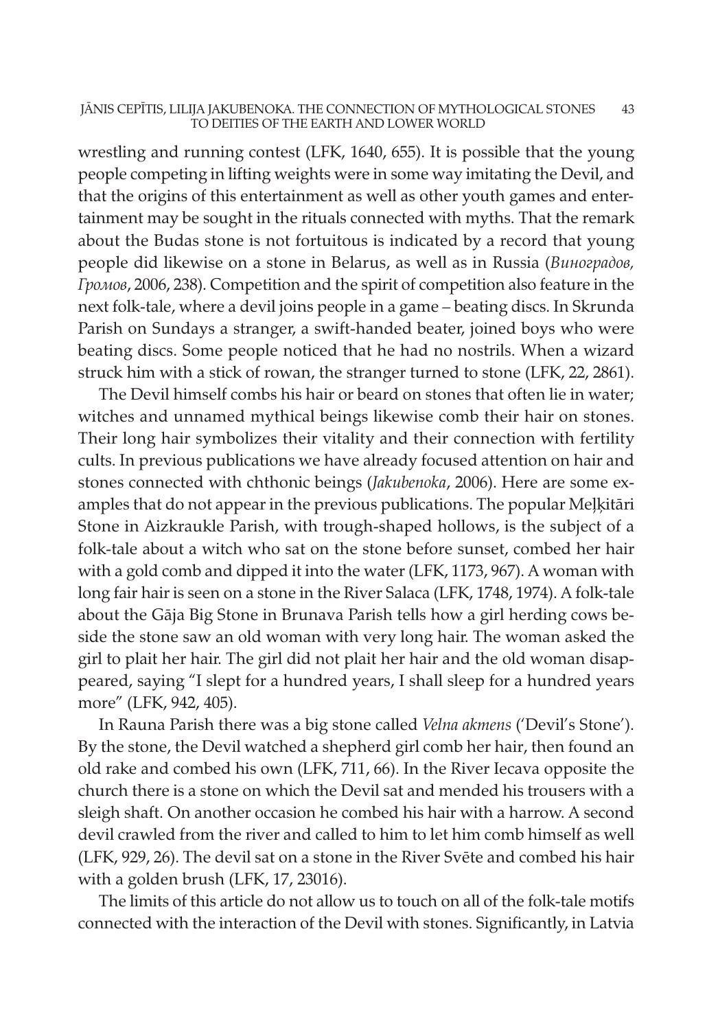wrestling and running contest (LFK, 1640, 655). It is possible that the young people competing in lifting weights were in some way imitating the Devil, and that the origins of this entertainment as well as other youth games and entertainment may be sought in the rituals connected with myths. That the remark about the Budas stone is not fortuitous is indicated by a record that young people did likewise on a stone in Belarus, as well as in Russia (*Виноградов, Громов*, 2006, 238). Competition and the spirit of competition also feature in the next folk-tale, where a devil joins people in a game – beating discs. In Skrunda Parish on Sundays a stranger, a swift-handed beater, joined boys who were beating discs. Some people noticed that he had no nostrils. When a wizard struck him with a stick of rowan, the stranger turned to stone (LFK, 22, 2861).

The Devil himself combs his hair or beard on stones that often lie in water; witches and unnamed mythical beings likewise comb their hair on stones. Their long hair symbolizes their vitality and their connection with fertility cults. In previous publications we have already focused attention on hair and stones connected with chthonic beings (*Jakubenoka*, 2006). Here are some examples that do not appear in the previous publications. The popular Meļķitāri Stone in Aizkraukle Parish, with trough-shaped hollows, is the subject of a folk-tale about a witch who sat on the stone before sunset, combed her hair with a gold comb and dipped it into the water (LFK, 1173, 967). A woman with long fair hair is seen on a stone in the River Salaca (LFK, 1748, 1974). A folk-tale about the Gāja Big Stone in Brunava Parish tells how a girl herding cows beside the stone saw an old woman with very long hair. The woman asked the girl to plait her hair. The girl did not plait her hair and the old woman disappeared, saying "I slept for a hundred years, I shall sleep for a hundred years more" (LFK, 942, 405).

In Rauna Parish there was a big stone called *Velna akmens* ('Devil's Stone'). By the stone, the Devil watched a shepherd girl comb her hair, then found an old rake and combed his own (LFK, 711, 66). In the River Iecava opposite the church there is a stone on which the Devil sat and mended his trousers with a sleigh shaft. On another occasion he combed his hair with a harrow. A second devil crawled from the river and called to him to let him comb himself as well (LFK, 929, 26). The devil sat on a stone in the River Svēte and combed his hair with a golden brush (LFK, 17, 23016).

The limits of this article do not allow us to touch on all of the folk-tale motifs connected with the interaction of the Devil with stones. Significantly, in Latvia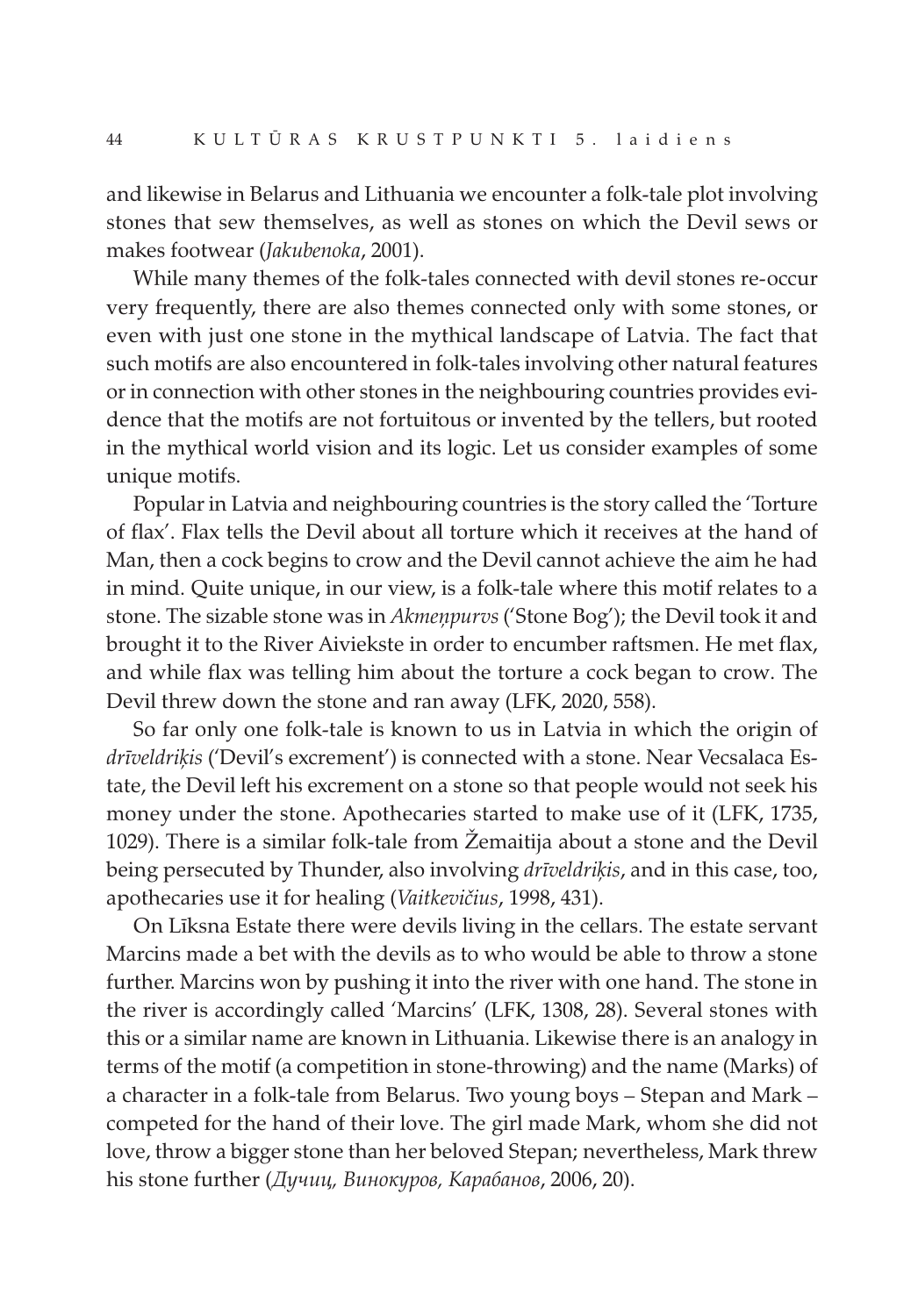and likewise in Belarus and Lithuania we encounter a folk-tale plot involving stones that sew themselves, as well as stones on which the Devil sews or makes footwear (*Jakubenoka*, 2001).

While many themes of the folk-tales connected with devil stones re-occur very frequently, there are also themes connected only with some stones, or even with just one stone in the mythical landscape of Latvia. The fact that such motifs are also encountered in folk-tales involving other natural features or in connection with other stones in the neighbouring countries provides evidence that the motifs are not fortuitous or invented by the tellers, but rooted in the mythical world vision and its logic. Let us consider examples of some unique motifs.

Popular in Latvia and neighbouring countries is the story called the 'Torture of flax'. Flax tells the Devil about all torture which it receives at the hand of Man, then a cock begins to crow and the Devil cannot achieve the aim he had in mind. Quite unique, in our view, is a folk-tale where this motif relates to a stone. The sizable stone was in *Akmeņpurvs* ('Stone Bog'); the Devil took it and brought it to the River Aiviekste in order to encumber raftsmen. He met flax, and while flax was telling him about the torture a cock began to crow. The Devil threw down the stone and ran away (LFK, 2020, 558).

So far only one folk-tale is known to us in Latvia in which the origin of *drīveldriķis* ('Devil's excrement') is connected with a stone. Near Vecsalaca Estate, the Devil left his excrement on a stone so that people would not seek his money under the stone. Apothecaries started to make use of it (LFK, 1735, 1029). There is a similar folk-tale from Žemaitija about a stone and the Devil being persecuted by Thunder, also involving *drīveldriķis*, and in this case, too, apothecaries use it for healing (*Vaitkevičius*, 1998, 431).

On Līksna Estate there were devils living in the cellars. The estate servant Marcins made a bet with the devils as to who would be able to throw a stone further. Marcins won by pushing it into the river with one hand. The stone in the river is accordingly called 'Marcins' (LFK, 1308, 28). Several stones with this or a similar name are known in Lithuania. Likewise there is an analogy in terms of the motif (a competition in stone-throwing) and the name (Marks) of a character in a folk-tale from Belarus. Two young boys – Stepan and Mark – competed for the hand of their love. The girl made Mark, whom she did not love, throw a bigger stone than her beloved Stepan; nevertheless, Mark threw his stone further (*Дучиц, Винокуров, Карабанов*, 2006, 20).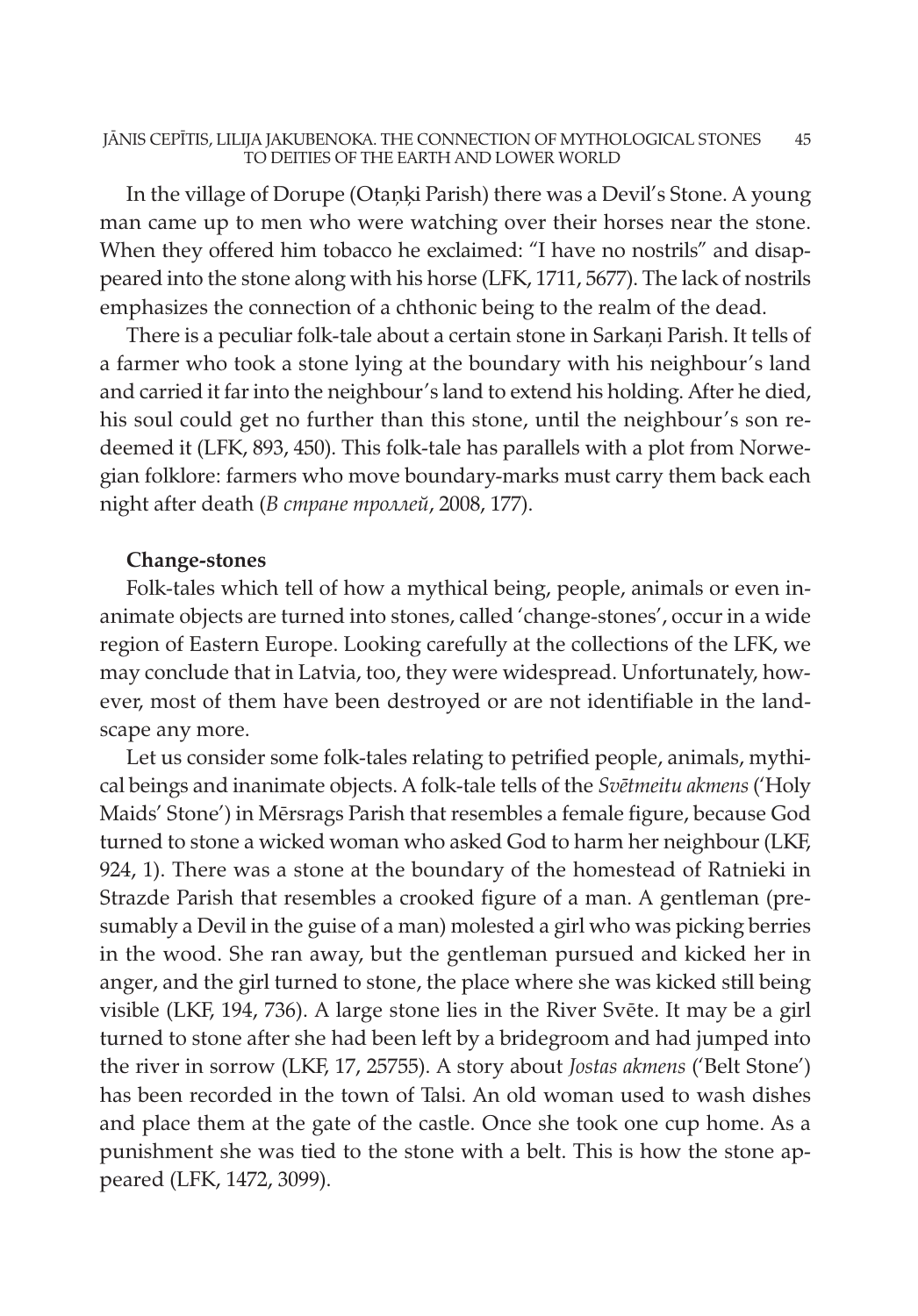In the village of Dorupe (Otaņķi Parish) there was a Devil's Stone. A young man came up to men who were watching over their horses near the stone. When they offered him tobacco he exclaimed: "I have no nostrils" and disappeared into the stone along with his horse (LFK, 1711, 5677). The lack of nostrils emphasizes the connection of a chthonic being to the realm of the dead.

There is a peculiar folk-tale about a certain stone in Sarkaņi Parish. It tells of a farmer who took a stone lying at the boundary with his neighbour's land and carried it far into the neighbour's land to extend his holding. After he died, his soul could get no further than this stone, until the neighbour's son redeemed it (LFK, 893, 450). This folk-tale has parallels with a plot from Norwegian folklore: farmers who move boundary-marks must carry them back each night after death (*В стране троллей*, 2008, 177).

**Change-stones**

Folk-tales which tell of how a mythical being, people, animals or even inanimate objects are turned into stones, called 'change-stones', occur in a wide region of Eastern Europe. Looking carefully at the collections of the LFK, we may conclude that in Latvia, too, they were widespread. Unfortunately, however, most of them have been destroyed or are not identifiable in the landscape any more.

Let us consider some folk-tales relating to petrified people, animals, mythical beings and inanimate objects. A folk-tale tells of the *Svētmeitu akmens* ('Holy Maids' Stone') in Mērsrags Parish that resembles a female figure, because God turned to stone a wicked woman who asked God to harm her neighbour (LKF, 924, 1). There was a stone at the boundary of the homestead of Ratnieki in Strazde Parish that resembles a crooked figure of a man. A gentleman (presumably a Devil in the guise of a man) molested a girl who was picking berries in the wood. She ran away, but the gentleman pursued and kicked her in anger, and the girl turned to stone, the place where she was kicked still being visible (LKF, 194, 736). A large stone lies in the River Svēte. It may be a girl turned to stone after she had been left by a bridegroom and had jumped into the river in sorrow (LKF, 17, 25755). A story about *Jostas akmens* ('Belt Stone') has been recorded in the town of Talsi. An old woman used to wash dishes and place them at the gate of the castle. Once she took one cup home. As a punishment she was tied to the stone with a belt. This is how the stone appeared (LFK, 1472, 3099).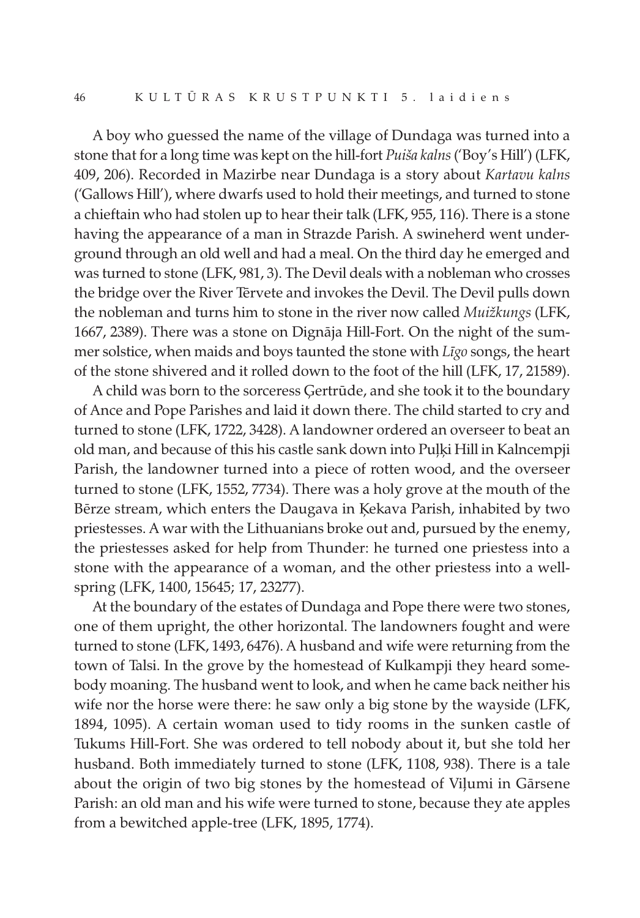A boy who guessed the name of the village of Dundaga was turned into a stone that for a long time was kept on the hill-fort *Puiša kalns* ('Boy's Hill') (LFK, 409, 206). Recorded in Mazirbe near Dundaga is a story about *Kartavu kalns* ('Gallows Hill'), where dwarfs used to hold their meetings, and turned to stone a chieftain who had stolen up to hear their talk (LFK, 955, 116). There is a stone having the appearance of a man in Strazde Parish. A swineherd went underground through an old well and had a meal. On the third day he emerged and was turned to stone (LFK, 981, 3). The Devil deals with a nobleman who crosses the bridge over the River Tērvete and invokes the Devil. The Devil pulls down the nobleman and turns him to stone in the river now called *Muižkungs* (LFK, 1667, 2389). There was a stone on Dignāja Hill-Fort. On the night of the summer solstice, when maids and boys taunted the stone with *Līgo* songs, the heart of the stone shivered and it rolled down to the foot of the hill (LFK, 17, 21589).

A child was born to the sorceress Ģertrūde, and she took it to the boundary of Ance and Pope Parishes and laid it down there. The child started to cry and turned to stone (LFK, 1722, 3428). A landowner ordered an overseer to beat an old man, and because of this his castle sank down into Puļķi Hill in Kalncempji Parish, the landowner turned into a piece of rotten wood, and the overseer turned to stone (LFK, 1552, 7734). There was a holy grove at the mouth of the Bērze stream, which enters the Daugava in Ķekava Parish, inhabited by two priestesses. A war with the Lithuanians broke out and, pursued by the enemy, the priestesses asked for help from Thunder: he turned one priestess into a stone with the appearance of a woman, and the other priestess into a well-spring (LFK, 1400, 15645; 17, 23277).

At the boundary of the estates of Dundaga and Pope there were two stones, one of them upright, the other horizontal. The landowners fought and were turned to stone (LFK, 1493, 6476). A husband and wife were returning from the town of Talsi. In the grove by the homestead of Kulkampji they heard somebody moaning. The husband went to look, and when he came back neither his wife nor the horse were there: he saw only a big stone by the wayside (LFK, 1894, 1095). A certain woman used to tidy rooms in the sunken castle of Tukums Hill-Fort. She was ordered to tell nobody about it, but she told her husband. Both immediately turned to stone (LFK, 1108, 938). There is a tale about the origin of two big stones by the homestead of Viļumi in Gārsene Parish: an old man and his wife were turned to stone, because they ate apples from a bewitched apple-tree (LFK, 1895, 1774).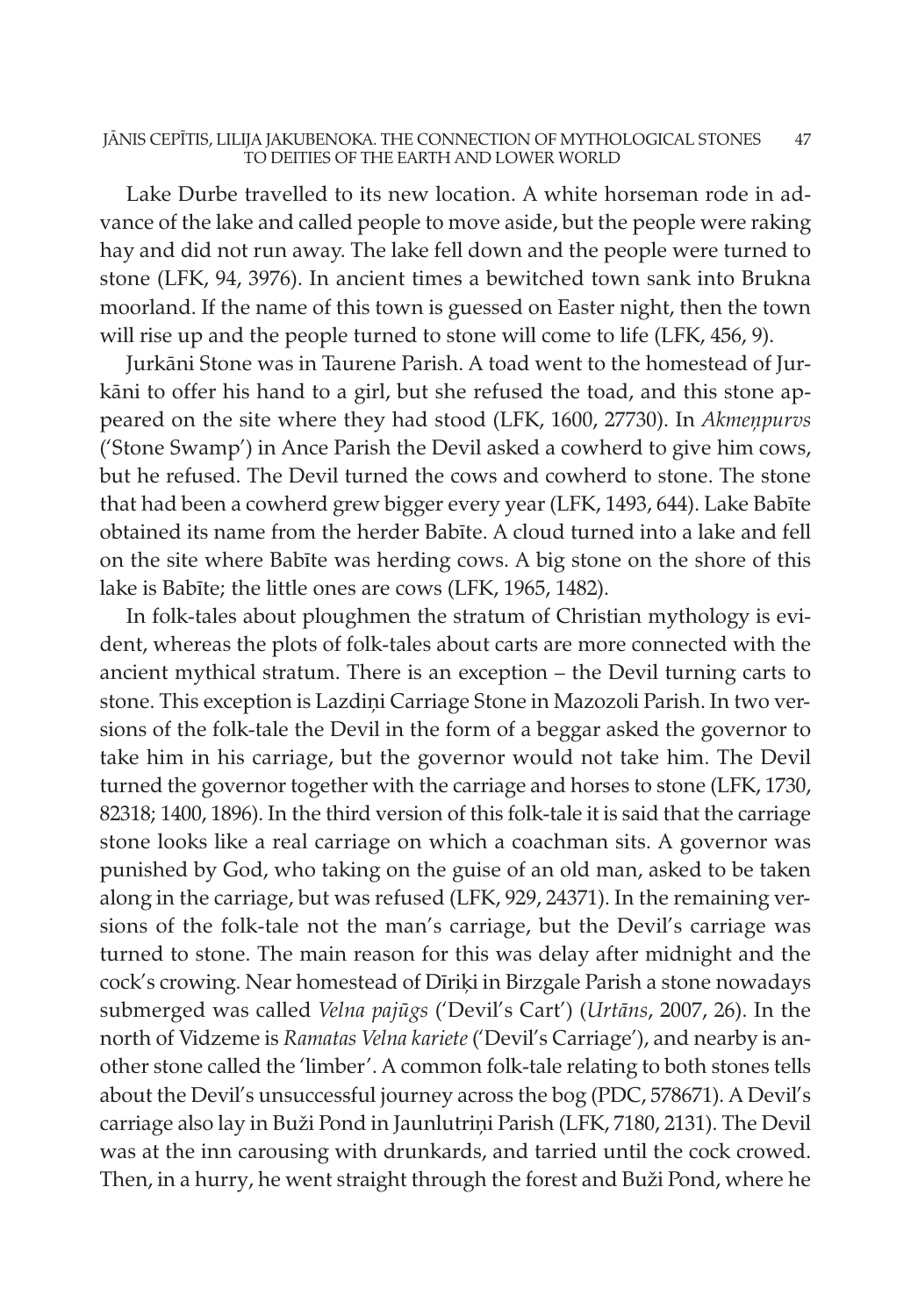Lake Durbe travelled to its new location. A white horseman rode in advance of the lake and called people to move aside, but the people were raking hay and did not run away. The lake fell down and the people were turned to stone (LFK, 94, 3976). In ancient times a bewitched town sank into Brukna moorland. If the name of this town is guessed on Easter night, then the town will rise up and the people turned to stone will come to life (LFK, 456, 9).

Jurkāni Stone was in Taurene Parish. A toad went to the homestead of Jurkāni to offer his hand to a girl, but she refused the toad, and this stone appeared on the site where they had stood (LFK, 1600, 27730). In *Akmeņpurvs* ('Stone Swamp') in Ance Parish the Devil asked a cowherd to give him cows, but he refused. The Devil turned the cows and cowherd to stone. The stone that had been a cowherd grew bigger every year (LFK, 1493, 644). Lake Babīte obtained its name from the herder Babīte. A cloud turned into a lake and fell on the site where Babīte was herding cows. A big stone on the shore of this lake is Babīte; the little ones are cows (LFK, 1965, 1482).

In folk-tales about ploughmen the stratum of Christian mythology is evident, whereas the plots of folk-tales about carts are more connected with the ancient mythical stratum. There is an exception – the Devil turning carts to stone. This exception is Lazdiņi Carriage Stone in Mazozoli Parish. In two versions of the folk-tale the Devil in the form of a beggar asked the governor to take him in his carriage, but the governor would not take him. The Devil turned the governor together with the carriage and horses to stone (LFK, 1730, 82318; 1400, 1896). In the third version of this folk-tale it is said that the carriage stone looks like a real carriage on which a coachman sits. A governor was punished by God, who taking on the guise of an old man, asked to be taken along in the carriage, but was refused (LFK, 929, 24371). In the remaining versions of the folk-tale not the man's carriage, but the Devil's carriage was turned to stone. The main reason for this was delay after midnight and the cock's crowing. Near homestead of Dīriķi in Birzgale Parish a stone nowadays submerged was called *Velna pajūgs* ('Devil's Cart') (*Urtāns*, 2007, 26). In the north of Vidzeme is *Ramatas Velna kariete* ('Devil's Carriage'), and nearby is another stone called the 'limber'. A common folk-tale relating to both stones tells about the Devil's unsuccessful journey across the bog (PDC, 578671). A Devil's carriage also lay in Buži Pond in Jaunlutriņi Parish (LFK, 7180, 2131). The Devil was at the inn carousing with drunkards, and tarried until the cock crowed. Then, in a hurry, he went straight through the forest and Buži Pond, where he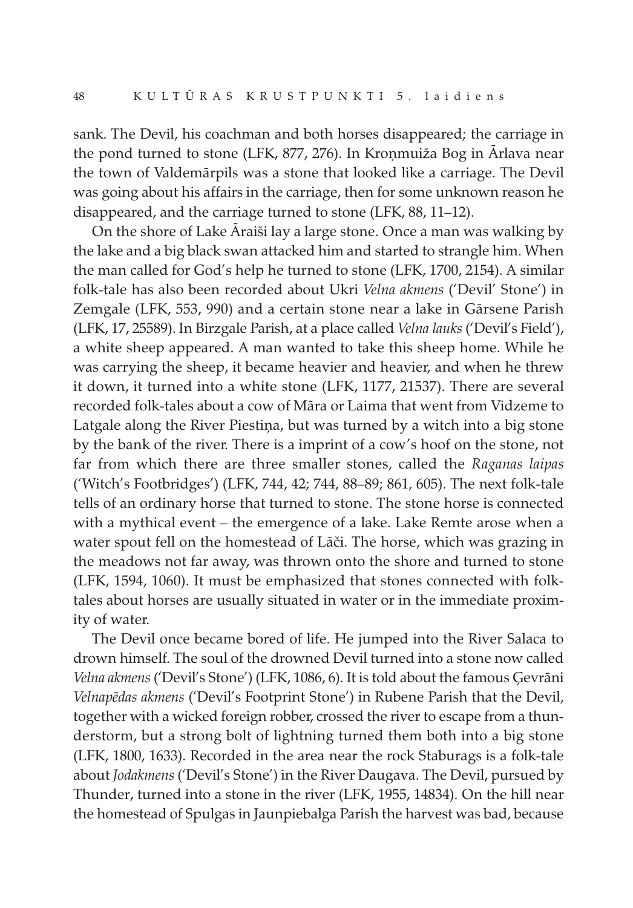sank. The Devil, his coachman and both horses disappeared; the carriage in the pond turned to stone (LFK, 877, 276). In Kroņmuiža Bog in Ārlava near the town of Valdemārpils was a stone that looked like a carriage. The Devil was going about his affairs in the carriage, then for some unknown reason he disappeared, and the carriage turned to stone (LFK, 88, 11–12).

On the shore of Lake Āraiši lay a large stone. Once a man was walking by the lake and a big black swan attacked him and started to strangle him. When the man called for God's help he turned to stone (LFK, 1700, 2154). A similar folk-tale has also been recorded about Ukri *Velna akmens* ('Devil' Stone') in Zemgale (LFK, 553, 990) and a certain stone near a lake in Gārsene Parish (LFK, 17, 25589). In Birzgale Parish, at a place called *Velna lauks* ('Devil's Field'), a white sheep appeared. A man wanted to take this sheep home. While he was carrying the sheep, it became heavier and heavier, and when he threw it down, it turned into a white stone (LFK, 1177, 21537). There are several recorded folk-tales about a cow of Māra or Laima that went from Vidzeme to Latgale along the River Piestiņa, but was turned by a witch into a big stone by the bank of the river. There is a imprint of a cow's hoof on the stone, not far from which there are three smaller stones, called the *Raganas laipas* ('Witch's Footbridges') (LFK, 744, 42; 744, 88–89; 861, 605). The next folk-tale tells of an ordinary horse that turned to stone. The stone horse is connected with a mythical event – the emergence of a lake. Lake Remte arose when a water spout fell on the homestead of Lāči. The horse, which was grazing in the meadows not far away, was thrown onto the shore and turned to stone (LFK, 1594, 1060). It must be emphasized that stones connected with folk-tales about horses are usually situated in water or in the immediate proximity of water.

The Devil once became bored of life. He jumped into the River Salaca to drown himself. The soul of the drowned Devil turned into a stone now called *Velna akmens* ('Devil's Stone') (LFK, 1086, 6). It is told about the famous Ģevrāni *Velnapēdas akmens* ('Devil's Footprint Stone') in Rubene Parish that the Devil, together with a wicked foreign robber, crossed the river to escape from a thunderstorm, but a strong bolt of lightning turned them both into a big stone (LFK, 1800, 1633). Recorded in the area near the rock Staburags is a folk-tale about *Jodakmens* ('Devil's Stone') in the River Daugava. The Devil, pursued by Thunder, turned into a stone in the river (LFK, 1955, 14834). On the hill near the homestead of Spulgas in Jaunpiebalga Parish the harvest was bad, because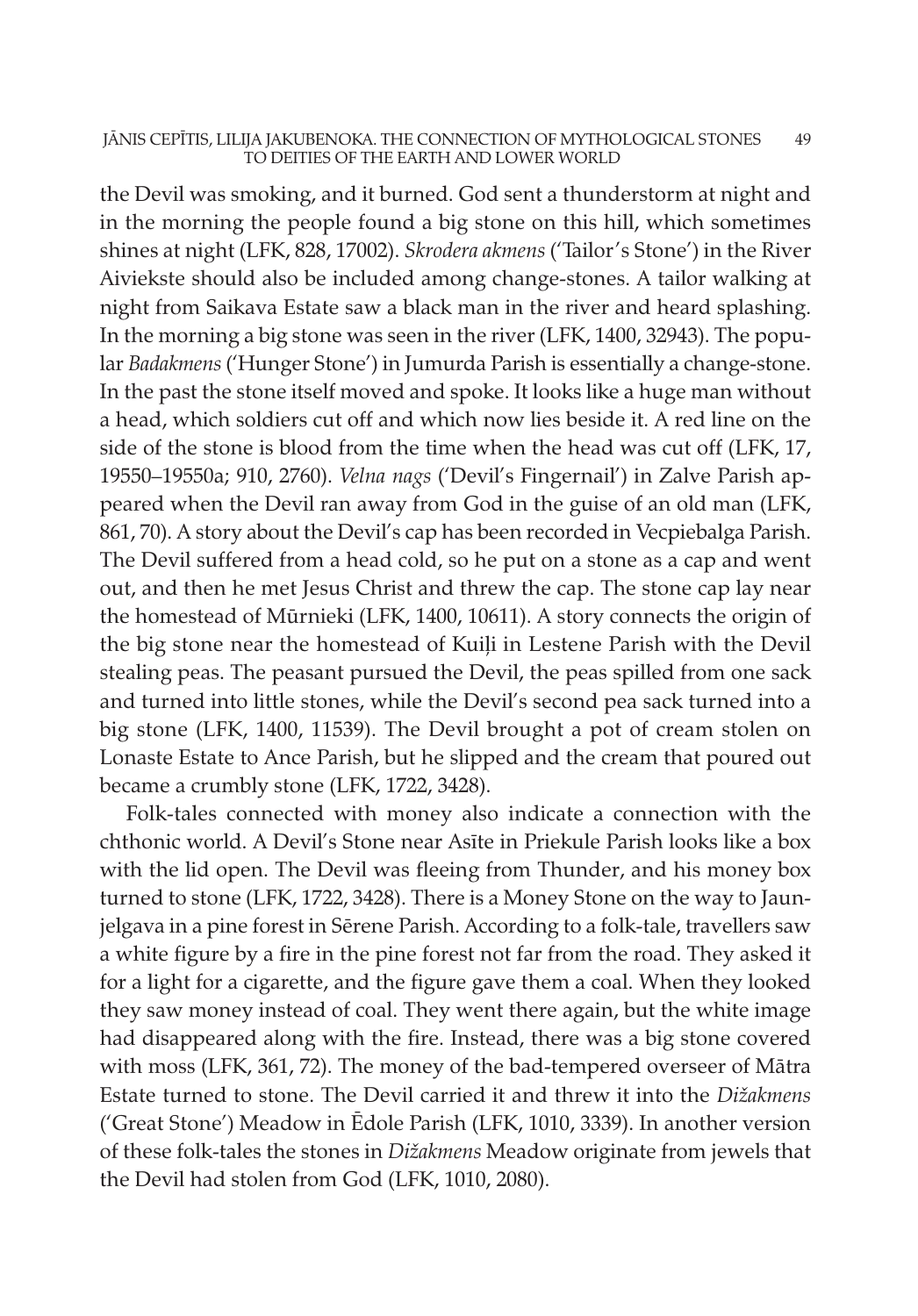the Devil was smoking, and it burned. God sent a thunderstorm at night and in the morning the people found a big stone on this hill, which sometimes shines at night (LFK, 828, 17002). *Skrodera akmens* ('Tailor's Stone') in the River Aiviekste should also be included among change-stones. A tailor walking at night from Saikava Estate saw a black man in the river and heard splashing. In the morning a big stone was seen in the river (LFK, 1400, 32943). The popular *Badakmens* ('Hunger Stone') in Jumurda Parish is essentially a change-stone. In the past the stone itself moved and spoke. It looks like a huge man without a head, which soldiers cut off and which now lies beside it. A red line on the side of the stone is blood from the time when the head was cut off (LFK, 17, 19550–19550a; 910, 2760). *Velna nags* ('Devil's Fingernail') in Zalve Parish appeared when the Devil ran away from God in the guise of an old man (LFK, 861, 70). A story about the Devil's cap has been recorded in Vecpiebalga Parish. The Devil suffered from a head cold, so he put on a stone as a cap and went out, and then he met Jesus Christ and threw the cap. The stone cap lay near the homestead of Mūrnieki (LFK, 1400, 10611). A story connects the origin of the big stone near the homestead of Kuiļi in Lestene Parish with the Devil stealing peas. The peasant pursued the Devil, the peas spilled from one sack and turned into little stones, while the Devil's second pea sack turned into a big stone (LFK, 1400, 11539). The Devil brought a pot of cream stolen on Lonaste Estate to Ance Parish, but he slipped and the cream that poured out became a crumbly stone (LFK, 1722, 3428).

Folk-tales connected with money also indicate a connection with the chthonic world. A Devil's Stone near Asīte in Priekule Parish looks like a box with the lid open. The Devil was fleeing from Thunder, and his money box turned to stone (LFK, 1722, 3428). There is a Money Stone on the way to Jaunjelgava in a pine forest in Sērene Parish. According to a folk-tale, travellers saw a white figure by a fire in the pine forest not far from the road. They asked it for a light for a cigarette, and the figure gave them a coal. When they looked they saw money instead of coal. They went there again, but the white image had disappeared along with the fire. Instead, there was a big stone covered with moss (LFK, 361, 72). The money of the bad-tempered overseer of Mātra Estate turned to stone. The Devil carried it and threw it into the *Dižakmens* ('Great Stone') Meadow in Ēdole Parish (LFK, 1010, 3339). In another version of these folk-tales the stones in *Dižakmens* Meadow originate from jewels that the Devil had stolen from God (LFK, 1010, 2080).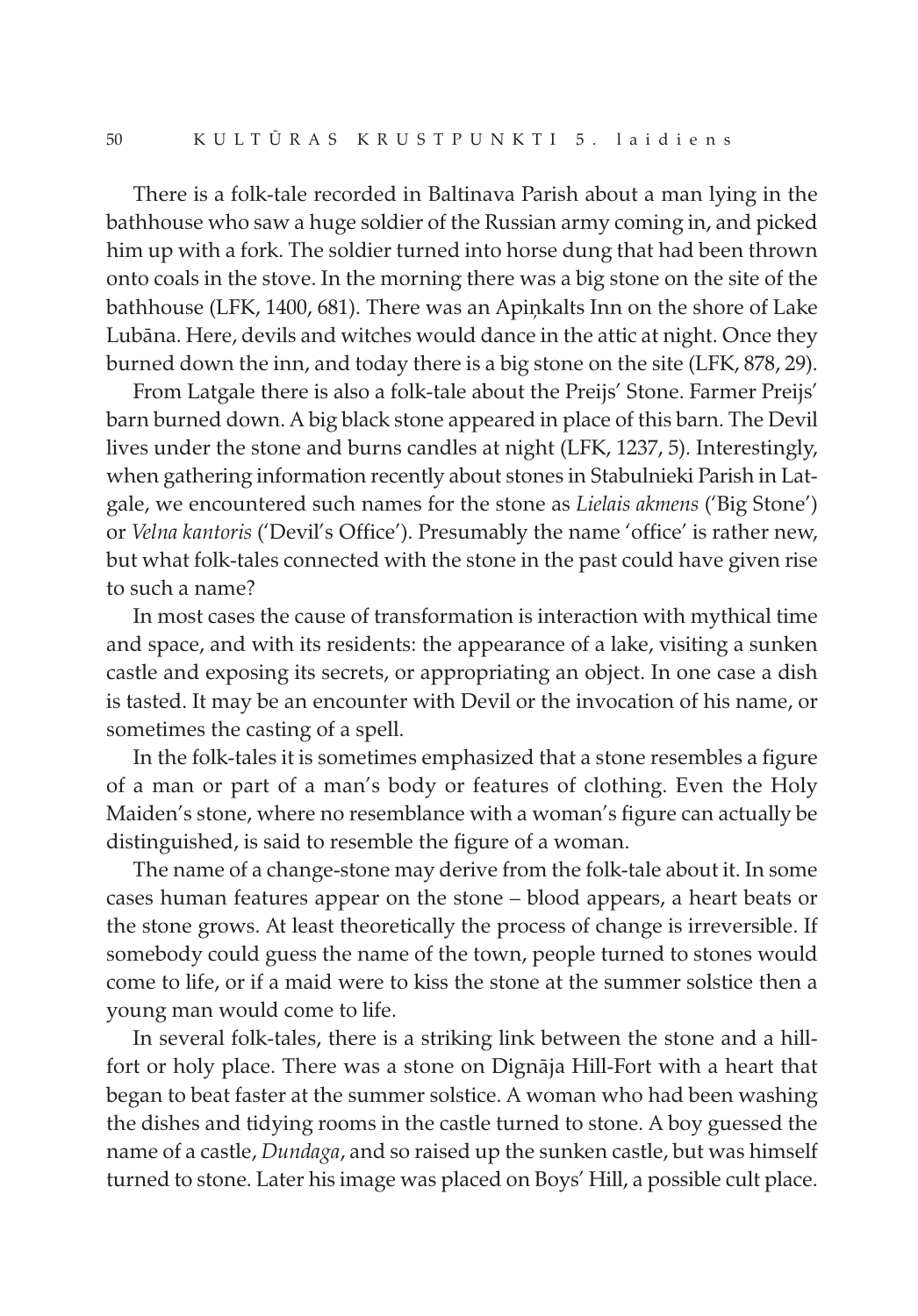There is a folk-tale recorded in Baltinava Parish about a man lying in the bathhouse who saw a huge soldier of the Russian army coming in, and picked him up with a fork. The soldier turned into horse dung that had been thrown onto coals in the stove. In the morning there was a big stone on the site of the bathhouse (LFK, 1400, 681). There was an Apiņkalts Inn on the shore of Lake Lubāna. Here, devils and witches would dance in the attic at night. Once they burned down the inn, and today there is a big stone on the site (LFK, 878, 29).

From Latgale there is also a folk-tale about the Preijs' Stone. Farmer Preijs' barn burned down. A big black stone appeared in place of this barn. The Devil lives under the stone and burns candles at night (LFK, 1237, 5). Interestingly, when gathering information recently about stones in Stabulnieki Parish in Latgale, we encountered such names for the stone as *Lielais akmens* ('Big Stone') or *Velna kantoris* ('Devil's Office'). Presumably the name 'office' is rather new, but what folk-tales connected with the stone in the past could have given rise to such a name?

In most cases the cause of transformation is interaction with mythical time and space, and with its residents: the appearance of a lake, visiting a sunken castle and exposing its secrets, or appropriating an object. In one case a dish is tasted. It may be an encounter with Devil or the invocation of his name, or sometimes the casting of a spell.

In the folk-tales it is sometimes emphasized that a stone resembles a figure of a man or part of a man's body or features of clothing. Even the Holy Maiden's stone, where no resemblance with a woman's figure can actually be distinguished, is said to resemble the figure of a woman.

The name of a change-stone may derive from the folk-tale about it. In some cases human features appear on the stone – blood appears, a heart beats or the stone grows. At least theoretically the process of change is irreversible. If somebody could guess the name of the town, people turned to stones would come to life, or if a maid were to kiss the stone at the summer solstice then a young man would come to life.

In several folk-tales, there is a striking link between the stone and a hill-fort or holy place. There was a stone on Dignāja Hill-Fort with a heart that began to beat faster at the summer solstice. A woman who had been washing the dishes and tidying rooms in the castle turned to stone. A boy guessed the name of a castle, *Dundaga*, and so raised up the sunken castle, but was himself turned to stone. Later his image was placed on Boys' Hill, a possible cult place.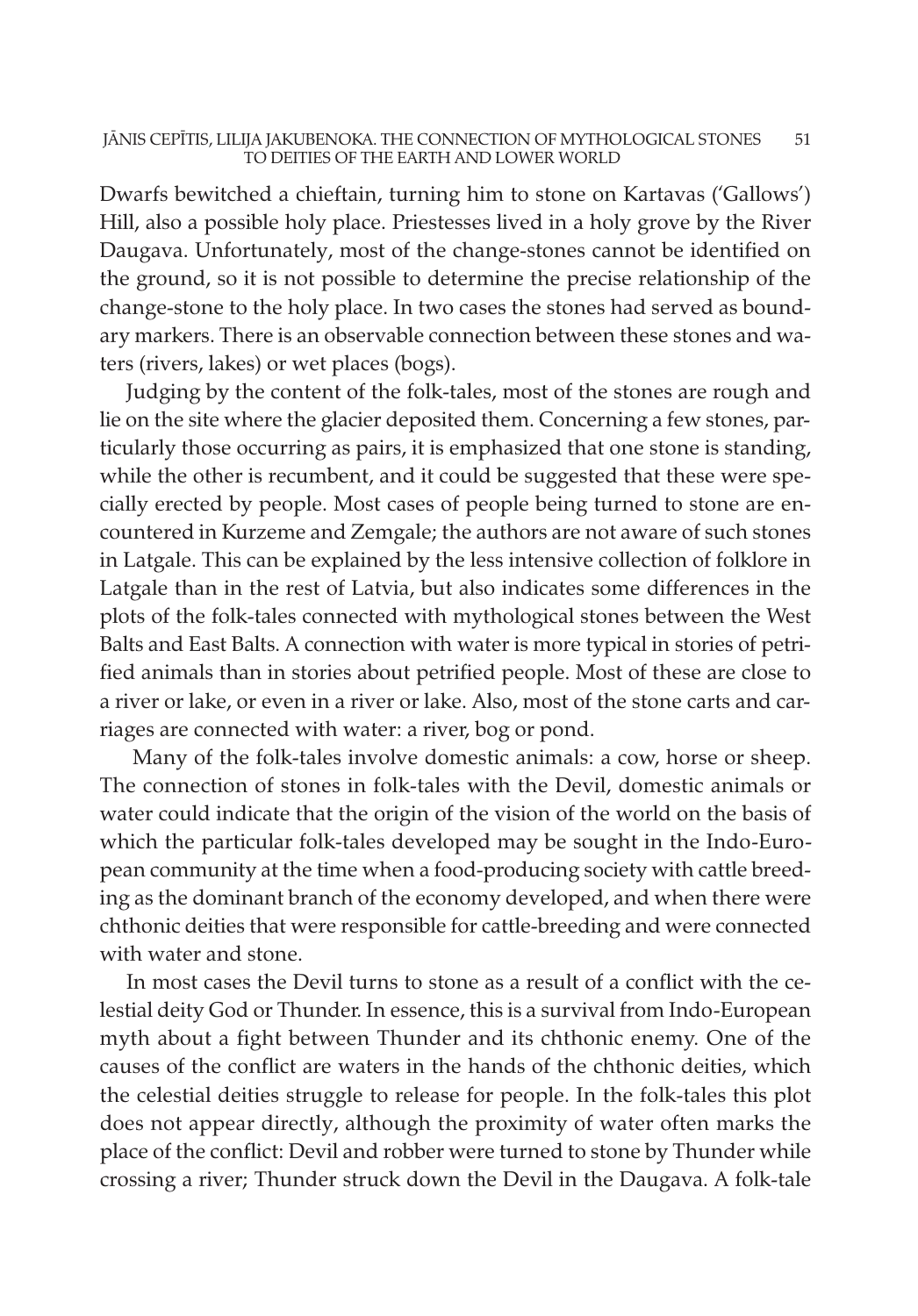Dwarfs bewitched a chieftain, turning him to stone on Kartavas ('Gallows') Hill, also a possible holy place. Priestesses lived in a holy grove by the River Daugava. Unfortunately, most of the change-stones cannot be identified on the ground, so it is not possible to determine the precise relationship of the change-stone to the holy place. In two cases the stones had served as boundary markers. There is an observable connection between these stones and waters (rivers, lakes) or wet places (bogs).

Judging by the content of the folk-tales, most of the stones are rough and lie on the site where the glacier deposited them. Concerning a few stones, particularly those occurring as pairs, it is emphasized that one stone is standing, while the other is recumbent, and it could be suggested that these were specially erected by people. Most cases of people being turned to stone are encountered in Kurzeme and Zemgale; the authors are not aware of such stones in Latgale. This can be explained by the less intensive collection of folklore in Latgale than in the rest of Latvia, but also indicates some differences in the plots of the folk-tales connected with mythological stones between the West Balts and East Balts. A connection with water is more typical in stories of petrified animals than in stories about petrified people. Most of these are close to a river or lake, or even in a river or lake. Also, most of the stone carts and carriages are connected with water: a river, bog or pond.

Many of the folk-tales involve domestic animals: a cow, horse or sheep. The connection of stones in folk-tales with the Devil, domestic animals or water could indicate that the origin of the vision of the world on the basis of which the particular folk-tales developed may be sought in the Indo-European community at the time when a food-producing society with cattle breeding as the dominant branch of the economy developed, and when there were chthonic deities that were responsible for cattle-breeding and were connected with water and stone.

In most cases the Devil turns to stone as a result of a conflict with the celestial deity God or Thunder. In essence, this is a survival from Indo-European myth about a fight between Thunder and its chthonic enemy. One of the causes of the conflict are waters in the hands of the chthonic deities, which the celestial deities struggle to release for people. In the folk-tales this plot does not appear directly, although the proximity of water often marks the place of the conflict: Devil and robber were turned to stone by Thunder while crossing a river; Thunder struck down the Devil in the Daugava. A folk-tale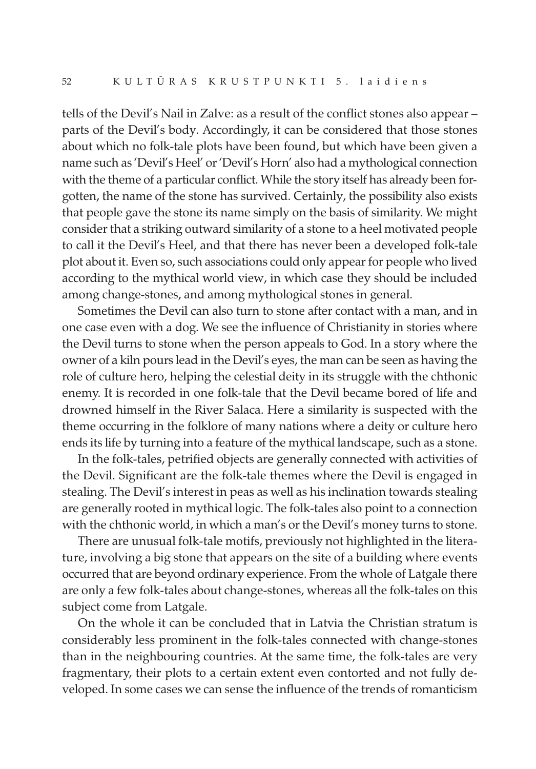tells of the Devil's Nail in Zalve: as a result of the conflict stones also appear – parts of the Devil's body. Accordingly, it can be considered that those stones about which no folk-tale plots have been found, but which have been given a name such as 'Devil's Heel' or 'Devil's Horn' also had a mythological connection with the theme of a particular conflict. While the story itself has already been forgotten, the name of the stone has survived. Certainly, the possibility also exists that people gave the stone its name simply on the basis of similarity. We might consider that a striking outward similarity of a stone to a heel motivated people to call it the Devil's Heel, and that there has never been a developed folk-tale plot about it. Even so, such associations could only appear for people who lived according to the mythical world view, in which case they should be included among change-stones, and among mythological stones in general.

Sometimes the Devil can also turn to stone after contact with a man, and in one case even with a dog. We see the influence of Christianity in stories where the Devil turns to stone when the person appeals to God. In a story where the owner of a kiln pours lead in the Devil's eyes, the man can be seen as having the role of culture hero, helping the celestial deity in its struggle with the chthonic enemy. It is recorded in one folk-tale that the Devil became bored of life and drowned himself in the River Salaca. Here a similarity is suspected with the theme occurring in the folklore of many nations where a deity or culture hero ends its life by turning into a feature of the mythical landscape, such as a stone.

In the folk-tales, petrified objects are generally connected with activities of the Devil. Significant are the folk-tale themes where the Devil is engaged in stealing. The Devil's interest in peas as well as his inclination towards stealing are generally rooted in mythical logic. The folk-tales also point to a connection with the chthonic world, in which a man's or the Devil's money turns to stone.

There are unusual folk-tale motifs, previously not highlighted in the literature, involving a big stone that appears on the site of a building where events occurred that are beyond ordinary experience. From the whole of Latgale there are only a few folk-tales about change-stones, whereas all the folk-tales on this subject come from Latgale.

On the whole it can be concluded that in Latvia the Christian stratum is considerably less prominent in the folk-tales connected with change-stones than in the neighbouring countries. At the same time, the folk-tales are very fragmentary, their plots to a certain extent even contorted and not fully developed. In some cases we can sense the influence of the trends of romanticism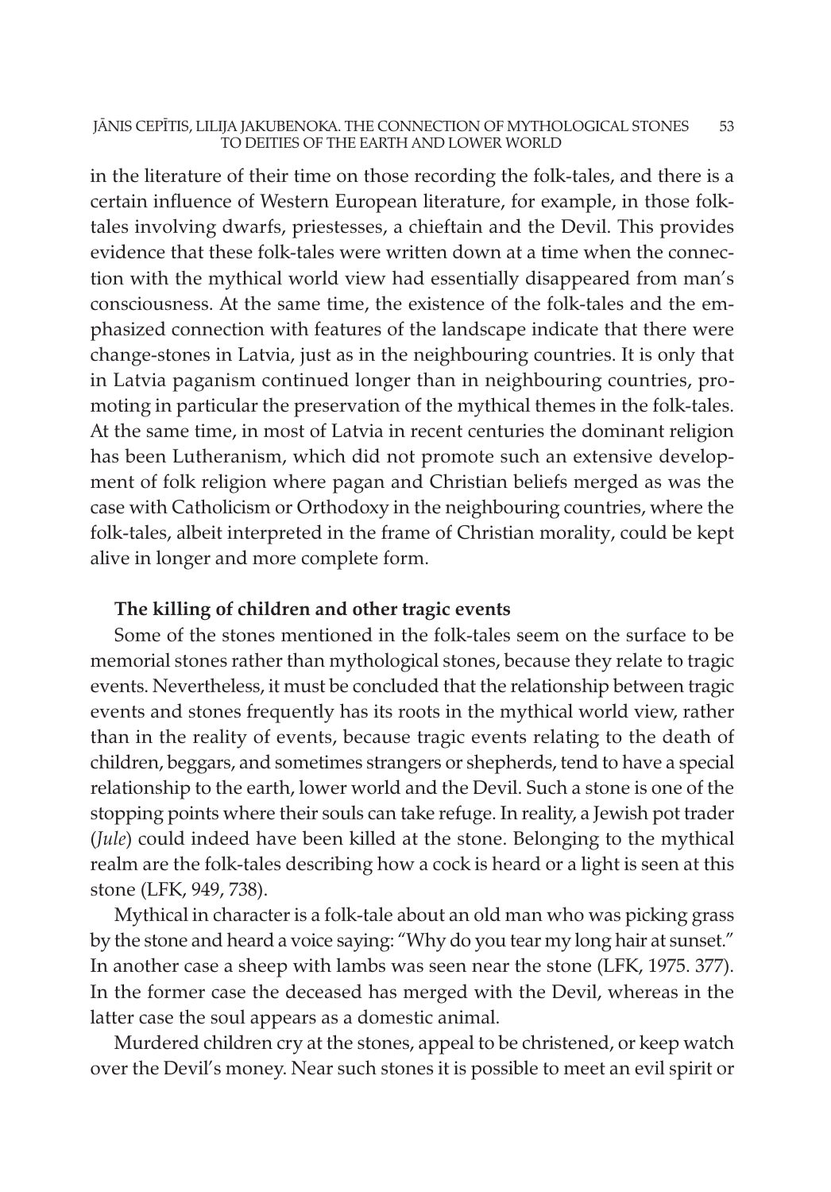in the literature of their time on those recording the folk-tales, and there is a certain influence of Western European literature, for example, in those folk-tales involving dwarfs, priestesses, a chieftain and the Devil. This provides evidence that these folk-tales were written down at a time when the connection with the mythical world view had essentially disappeared from man's consciousness. At the same time, the existence of the folk-tales and the emphasized connection with features of the landscape indicate that there were change-stones in Latvia, just as in the neighbouring countries. It is only that in Latvia paganism continued longer than in neighbouring countries, promoting in particular the preservation of the mythical themes in the folk-tales. At the same time, in most of Latvia in recent centuries the dominant religion has been Lutheranism, which did not promote such an extensive development of folk religion where pagan and Christian beliefs merged as was the case with Catholicism or Orthodoxy in the neighbouring countries, where the folk-tales, albeit interpreted in the frame of Christian morality, could be kept alive in longer and more complete form.

**The killing of children and other tragic events**

Some of the stones mentioned in the folk-tales seem on the surface to be memorial stones rather than mythological stones, because they relate to tragic events. Nevertheless, it must be concluded that the relationship between tragic events and stones frequently has its roots in the mythical world view, rather than in the reality of events, because tragic events relating to the death of children, beggars, and sometimes strangers or shepherds, tend to have a special relationship to the earth, lower world and the Devil. Such a stone is one of the stopping points where their souls can take refuge. In reality, a Jewish pot trader (*Jule*) could indeed have been killed at the stone. Belonging to the mythical realm are the folk-tales describing how a cock is heard or a light is seen at this stone (LFK, 949, 738).

Mythical in character is a folk-tale about an old man who was picking grass by the stone and heard a voice saying: "Why do you tear my long hair at sunset." In another case a sheep with lambs was seen near the stone (LFK, 1975. 377). In the former case the deceased has merged with the Devil, whereas in the latter case the soul appears as a domestic animal.

Murdered children cry at the stones, appeal to be christened, or keep watch over the Devil's money. Near such stones it is possible to meet an evil spirit or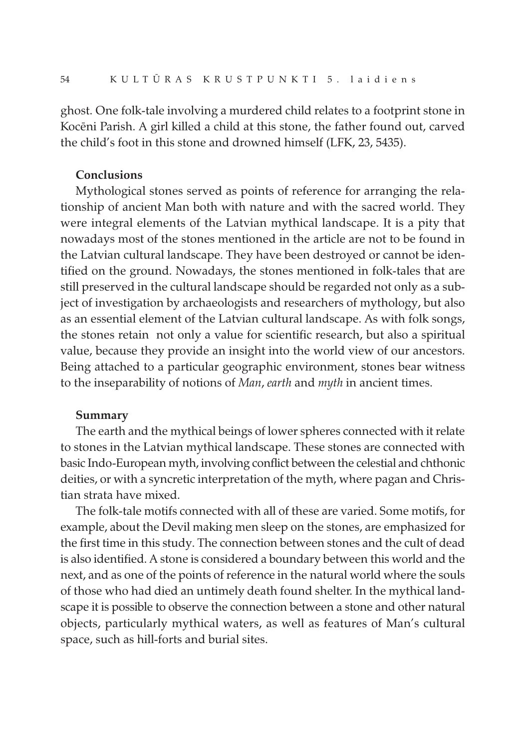ghost. One folk-tale involving a murdered child relates to a footprint stone in Kocēni Parish. A girl killed a child at this stone, the father found out, carved the child's foot in this stone and drowned himself (LFK, 23, 5435).

**Conclusions**

Mythological stones served as points of reference for arranging the relationship of ancient Man both with nature and with the sacred world. They were integral elements of the Latvian mythical landscape. It is a pity that nowadays most of the stones mentioned in the article are not to be found in the Latvian cultural landscape. They have been destroyed or cannot be identified on the ground. Nowadays, the stones mentioned in folk-tales that are still preserved in the cultural landscape should be regarded not only as a subject of investigation by archaeologists and researchers of mythology, but also as an essential element of the Latvian cultural landscape. As with folk songs, the stones retain not only a value for scientific research, but also a spiritual value, because they provide an insight into the world view of our ancestors. Being attached to a particular geographic environment, stones bear witness to the inseparability of notions of *Man*, *earth* and *myth* in ancient times.

**Summary**

The earth and the mythical beings of lower spheres connected with it relate to stones in the Latvian mythical landscape. These stones are connected with basic Indo-European myth, involving conflict between the celestial and chthonic deities, or with a syncretic interpretation of the myth, where pagan and Christian strata have mixed.

The folk-tale motifs connected with all of these are varied. Some motifs, for example, about the Devil making men sleep on the stones, are emphasized for the first time in this study. The connection between stones and the cult of dead is also identified. A stone is considered a boundary between this world and the next, and as one of the points of reference in the natural world where the souls of those who had died an untimely death found shelter. In the mythical landscape it is possible to observe the connection between a stone and other natural objects, particularly mythical waters, as well as features of Man's cultural space, such as hill-forts and burial sites.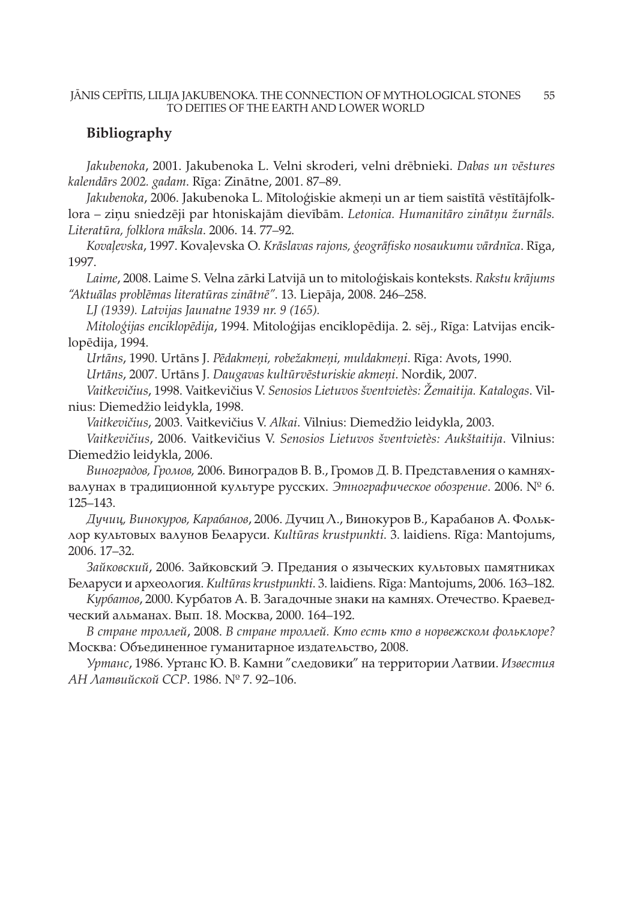## Bibliography

*Jakubenoka*, 2001. Jakubenoka L. Velni skroderi, velni drēbnieki. *Dabas un vēstures kalendārs 2002. gadam*. Rīga: Zinātne, 2001. 87–89.

*Jakubenoka*, 2006. Jakubenoka L. Mītoloģiskie akmeņi un ar tiem saistītā vēstītājfolklora – ziņu sniedzēji par htoniskajām dievībām. *Letonica. Humanitāro zinātņu žurnāls. Literatūra, folklora māksla*. 2006. 14. 77–92.

*Kovaļevska*, 1997. Kovaļevska O. *Krāslavas rajons, ģeogrāfisko nosaukumu vārdnīca*. Rīga, 1997.

*Laime*, 2008. Laime S. Velna zārki Latvijā un to mitoloģiskais konteksts. *Rakstu krājums "Aktuālas problēmas literatūras zinātnē"*. 13. Liepāja, 2008. 246–258.

*LJ (1939). Latvijas Jaunatne 1939 nr. 9 (165).*

*Mitoloģijas enciklopēdija*, 1994. Mitoloģijas enciklopēdija. 2. sēj., Rīga: Latvijas enciklopēdija, 1994.

*Urtāns*, 1990. Urtāns J. *Pēdakmeņi, robežakmeņi, muldakmeņi*. Rīga: Avots, 1990.

*Urtāns*, 2007. Urtāns J. *Daugavas kultūrvēsturiskie akmeņi*. Nordik, 2007.

*Vaitkevičius*, 1998. Vaitkevičius V. *Senosios Lietuvos šventvietės: Žemaitija. Katalogas*. Vilnius: Diemedžio leidykla, 1998.

*Vaitkevičius*, 2003. Vaitkevičius V. *Alkai*. Vilnius: Diemedžio leidykla, 2003.

*Vaitkevičius*, 2006. Vaitkevičius V. *Senosios Lietuvos šventvietės: Aukštaitija*. Vilnius: Diemedžio leidykla, 2006.

*Виноградов, Громов*, 2006. Виноградов В. В., Громов Д. В. Представления о камняхвалунах в традиционной культуре русских. *Этнографическое обозрение*. 2006. № 6. 125–143.

*Дучиц, Винокуров, Карабанов*, 2006. Дучиц Л., Винокуров В., Карабанов А. Фольклор культовых валунов Беларуси. *Kultūras krustpunkti*. 3. laidiens. Rīga: Mantojums, 2006. 17–32.

*Зайковский*, 2006. Зайковский Э. Предания о языческих культовых памятниках Беларуси и археология. *Kultūras krustpunkti*. 3. laidiens. Rīga: Mantojums, 2006. 163–182.

*Курбатов*, 2000. Курбатов А. В. Загадочные знаки на камнях. Отечество. Краеведческий альманах. Вып. 18. Москва, 2000. 164–192.

*В стране троллей*, 2008. *В стране троллей. Кто есть кто в норвежском фольклоре?* Москва: Объединенное гуманитарное издательство, 2008.

*Уртанс*, 1986. Уртанс Ю. В. Камни "следовики" на территории Латвии. *Известия АН Латвийской ССР*. 1986. № 7. 92–106.